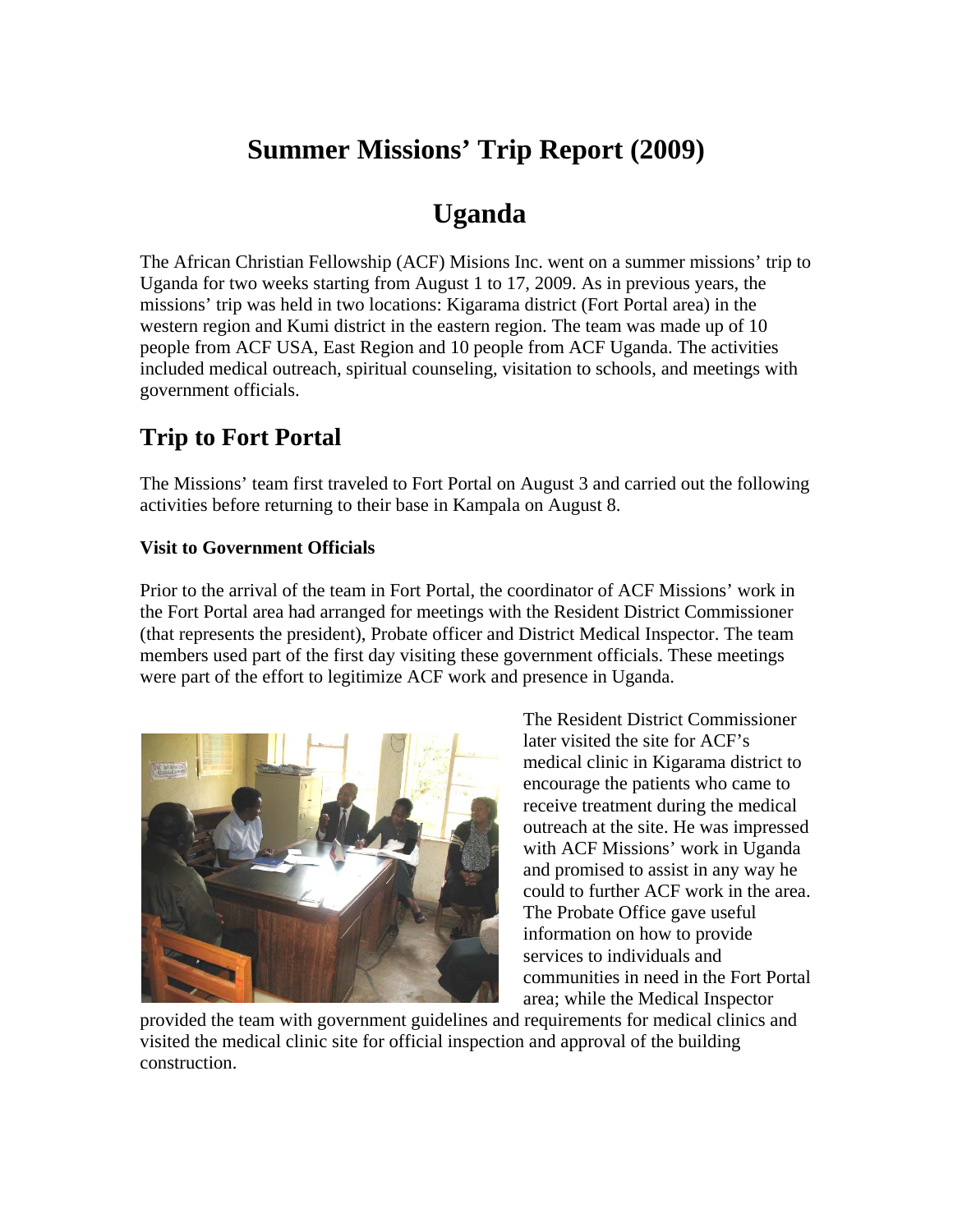# Summer Missions' Trip Report (2009)

# Uganda

The African Christian Fellowship (ACF) Misions Inc. went on a summer missions' trip to Uganda for two weeks starting from August 1 to 17, 2009. As in previous years, the missions' trip was held in two locations: Kigarama district (Fort Portal area) in the western region and Kumi district in the eastern region. The team was made up of 10 people from ACF USA, East Region and 10 people from ACF Uganda. The activities included medical outreach, spiritual counseling, visitation to schools, and meetings with government officials.

## Trip to Fort Portal

The Missions' team first traveled to Fort Portal on August 3 and carried out the following activities before returning to their base in Kampala on August 8.

### Visit to Government Officials

Prior to the arrival of the team in Fort Portal, the coordinator of ACF Missions' work in the Fort Portal area had arranged for meetings with the Resident District Commissioner (that represents the president), Probate officer and District Medical Inspector. The team members used part of the first day visiting these government officials. These meetings were part of the effort to legitimize ACF work and presence in Uganda.

The Resident District Commissioner later visited the site for ACF's medical clinic in Kigarama district to encourage the patients who came to receive treatment during the medical outreach at the site. He was impressed with ACF Missions' work in Uganda and promised to assist in any way he could to further ACF work in the area. The Probate Office gave useful information on how to provide services to individuals and communities in need in the Fort Portal area; while the Medical Inspector provided the team with government guidelines and requirements for medical clinics and visited the medical clinic site for official inspection and approval of the building construction.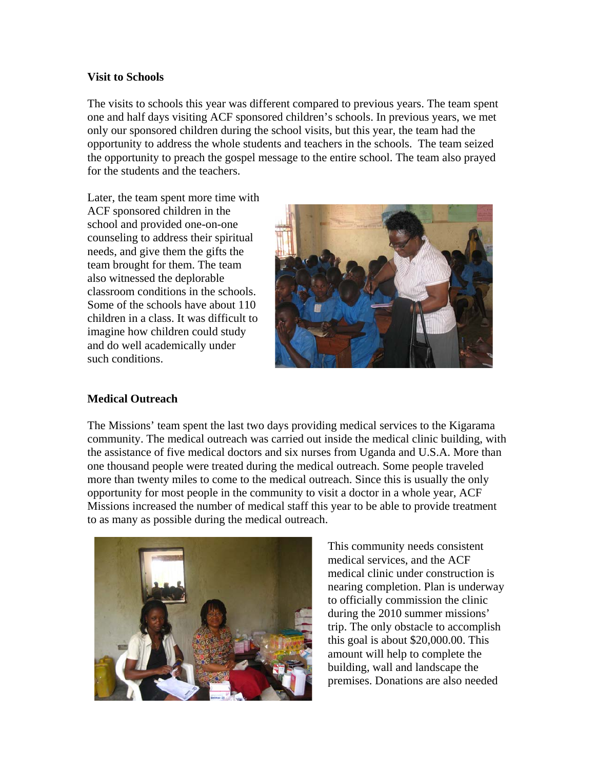**Visit to Schools**

The visits to schools this year was different compared to previous years. The team spent one and half days visiting ACF sponsored children's schools. In previous years, we met only our sponsored children during the school visits, but this year, the team had the opportunity to address the whole students and teachers in the schools. The team seized the opportunity to preach the gospel message to the entire school. The team also prayed for the students and the teachers.

Later, the team spent more time with ACF sponsored children in the school and provided one-on-one counseling to address their spiritual needs, and give them the gifts the team brought for them. The team also witnessed the deplorable classroom conditions in the schools. Some of the schools have about 110 children in a class. It was difficult to imagine how children could study and do well academically under such conditions.

**Medical Outreach**

The Missions' team spent the last two days providing medical services to the Kigarama community. The medical outreach was carried out inside the medical clinic building, with the assistance of five medical doctors and six nurses from Uganda and U.S.A. More than one thousand people were treated during the medical outreach. Some people traveled more than twenty miles to come to the medical outreach. Since this is usually the only opportunity for most people in the community to visit a doctor in a whole year, ACF Missions increased the number of medical staff this year to be able to provide treatment to as many as possible during the medical outreach.

This community needs consistent medical services, and the ACF medical clinic under construction is nearing completion. Plan is underway to officially commission the clinic during the 2010 summer missions' trip. The only obstacle to accomplish this goal is about $20,000.00. This amount will help to complete the building, wall and landscape the premises. Donations are also needed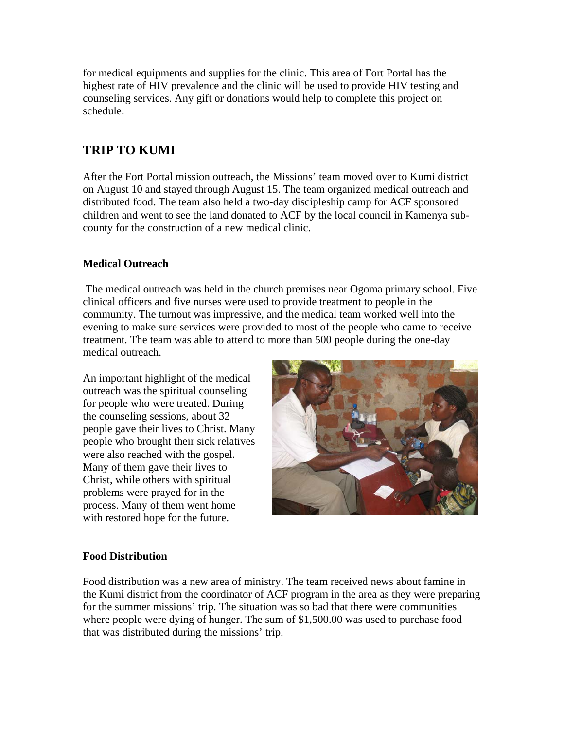for medical equipments and supplies for the clinic. This area of Fort Portal has the highest rate of HIV prevalence and the clinic will be used to provide HIV testing and counseling services. Any gift or donations would help to complete this project on schedule.

## TRIP TO KUMI

After the Fort Portal mission outreach, the Missions' team moved over to Kumi district on August 10 and stayed through August 15. The team organized medical outreach and distributed food. The team also held a two-day discipleship camp for ACF sponsored children and went to see the land donated to ACF by the local council in Kamenya sub-county for the construction of a new medical clinic.

### Medical Outreach

The medical outreach was held in the church premises near Ogoma primary school. Five clinical officers and five nurses were used to provide treatment to people in the community. The turnout was impressive, and the medical team worked well into the evening to make sure services were provided to most of the people who came to receive treatment. The team was able to attend to more than 500 people during the one-day medical outreach.

An important highlight of the medical outreach was the spiritual counseling for people who were treated. During the counseling sessions, about 32 people gave their lives to Christ. Many people who brought their sick relatives were also reached with the gospel. Many of them gave their lives to Christ, while others with spiritual problems were prayed for in the process. Many of them went home with restored hope for the future.

### Food Distribution

Food distribution was a new area of ministry. The team received news about famine in the Kumi district from the coordinator of ACF program in the area as they were preparing for the summer missions' trip. The situation was so bad that there were communities where people were dying of hunger. The sum of $1,500.00 was used to purchase food that was distributed during the missions' trip.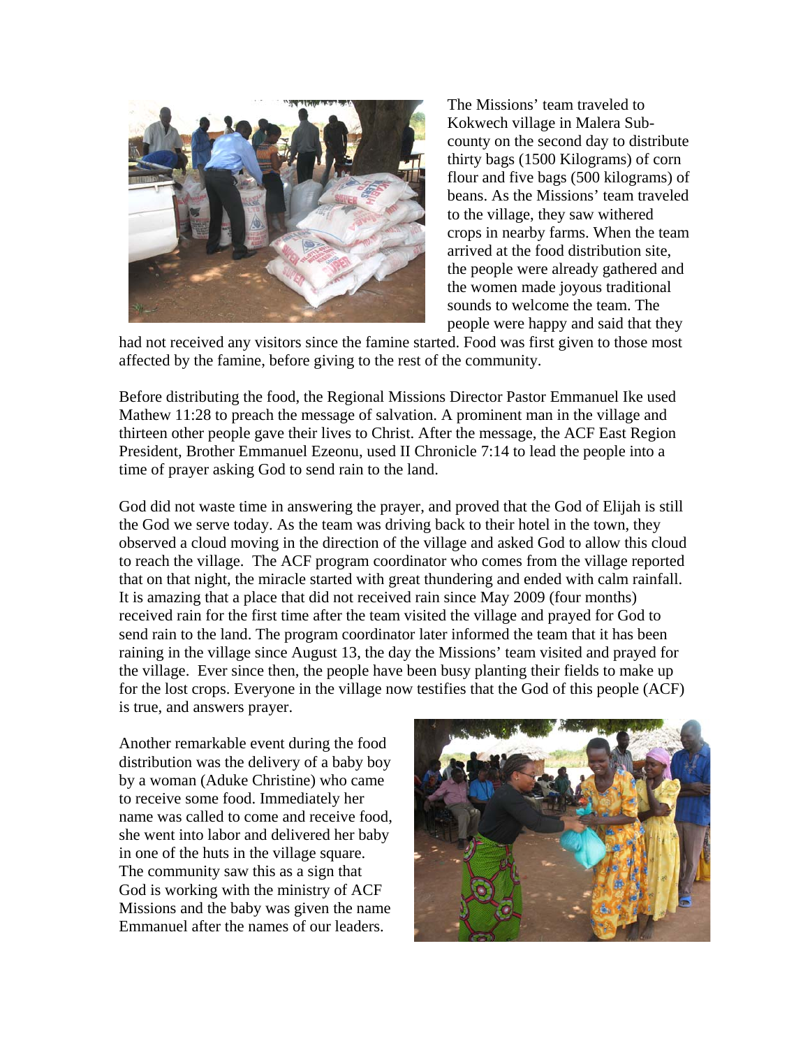The Missions' team traveled to Kokwech village in Malera Sub-county on the second day to distribute thirty bags (1500 Kilograms) of corn flour and five bags (500 kilograms) of beans. As the Missions' team traveled to the village, they saw withered crops in nearby farms. When the team arrived at the food distribution site, the people were already gathered and the women made joyous traditional sounds to welcome the team. The people were happy and said that they had not received any visitors since the famine started. Food was first given to those most affected by the famine, before giving to the rest of the community.

Before distributing the food, the Regional Missions Director Pastor Emmanuel Ike used Mathew 11:28 to preach the message of salvation. A prominent man in the village and thirteen other people gave their lives to Christ. After the message, the ACF East Region President, Brother Emmanuel Ezeonu, used II Chronicle 7:14 to lead the people into a time of prayer asking God to send rain to the land.

God did not waste time in answering the prayer, and proved that the God of Elijah is still the God we serve today. As the team was driving back to their hotel in the town, they observed a cloud moving in the direction of the village and asked God to allow this cloud to reach the village. The ACF program coordinator who comes from the village reported that on that night, the miracle started with great thundering and ended with calm rainfall. It is amazing that a place that did not received rain since May 2009 (four months) received rain for the first time after the team visited the village and prayed for God to send rain to the land. The program coordinator later informed the team that it has been raining in the village since August 13, the day the Missions' team visited and prayed for the village. Ever since then, the people have been busy planting their fields to make up for the lost crops. Everyone in the village now testifies that the God of this people (ACF) is true, and answers prayer.

Another remarkable event during the food distribution was the delivery of a baby boy by a woman (Aduke Christine) who came to receive some food. Immediately her name was called to come and receive food, she went into labor and delivered her baby in one of the huts in the village square. The community saw this as a sign that God is working with the ministry of ACF Missions and the baby was given the name Emmanuel after the names of our leaders.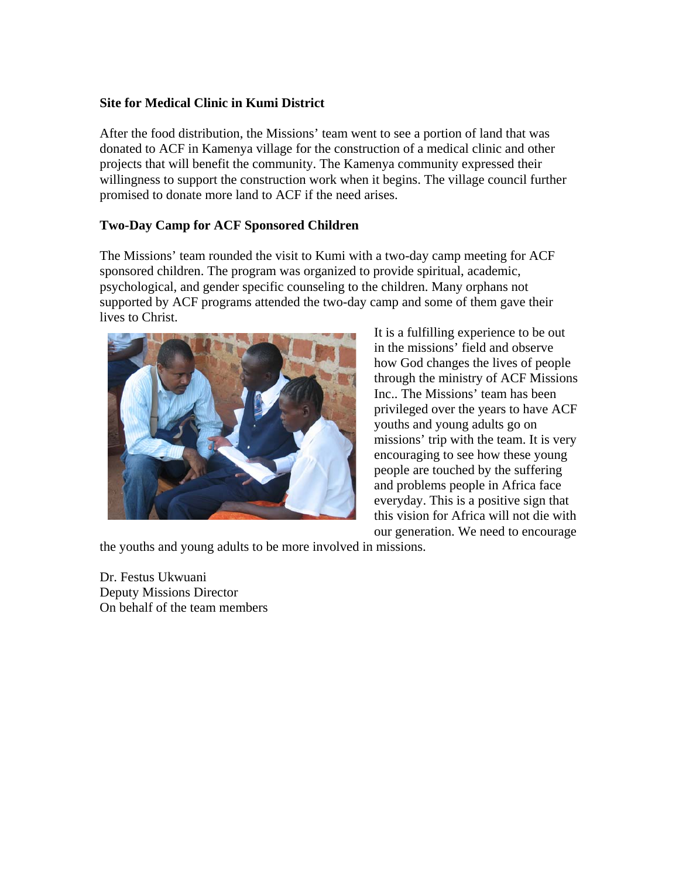**Site for Medical Clinic in Kumi District**

After the food distribution, the Missions' team went to see a portion of land that was donated to ACF in Kamenya village for the construction of a medical clinic and other projects that will benefit the community. The Kamenya community expressed their willingness to support the construction work when it begins. The village council further promised to donate more land to ACF if the need arises.

**Two-Day Camp for ACF Sponsored Children**

The Missions' team rounded the visit to Kumi with a two-day camp meeting for ACF sponsored children. The program was organized to provide spiritual, academic, psychological, and gender specific counseling to the children. Many orphans not supported by ACF programs attended the two-day camp and some of them gave their lives to Christ.

It is a fulfilling experience to be out in the missions' field and observe how God changes the lives of people through the ministry of ACF Missions Inc.. The Missions' team has been privileged over the years to have ACF youths and young adults go on missions' trip with the team. It is very encouraging to see how these young people are touched by the suffering and problems people in Africa face everyday. This is a positive sign that this vision for Africa will not die with our generation. We need to encourage the youths and young adults to be more involved in missions.

Dr. Festus Ukwuani
Deputy Missions Director
On behalf of the team members